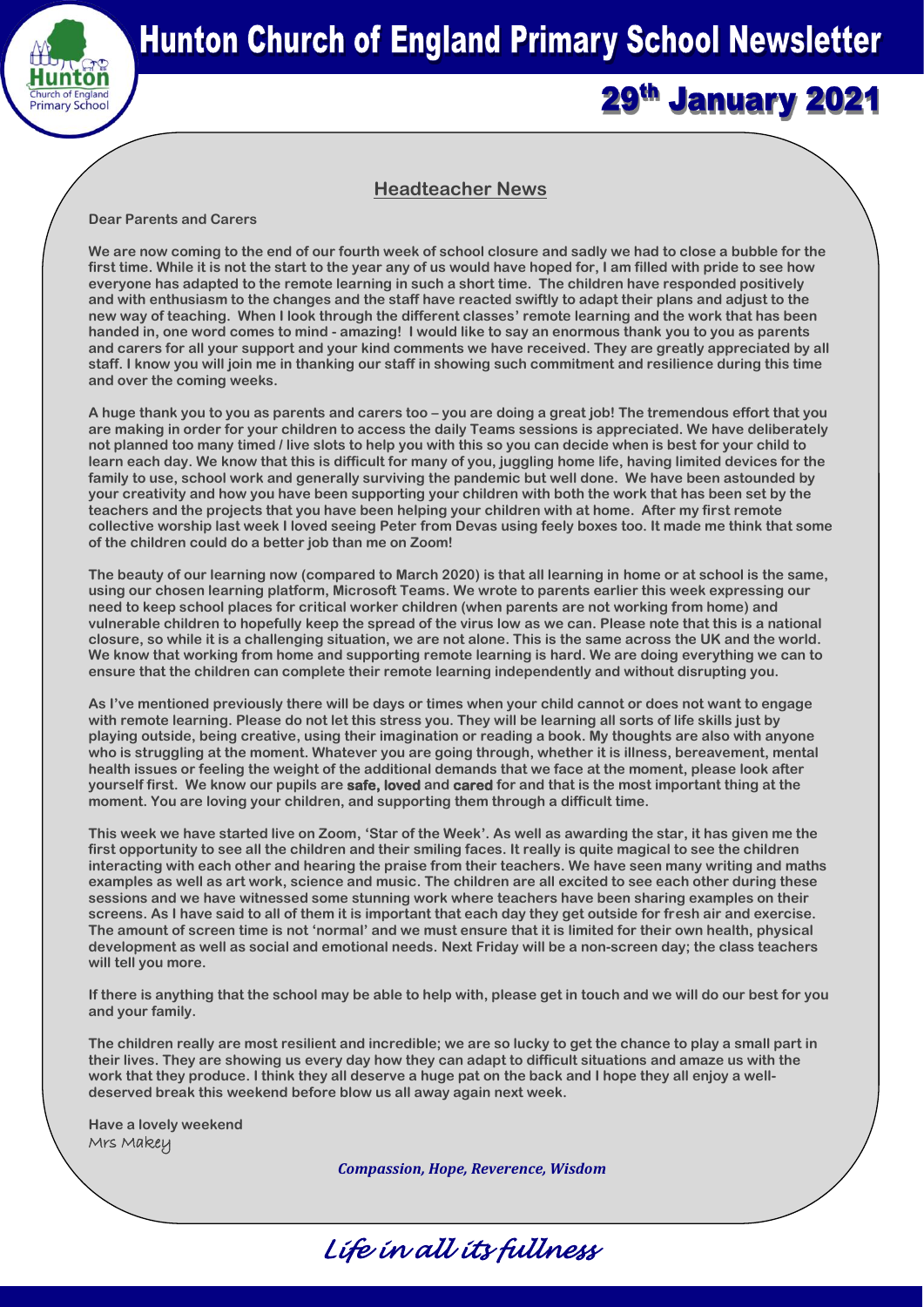# Hunton Church of England Primary School Newsletter

## 29th January 2021

### Headteacher News

**Dear Parents and Carers**

**We are now coming to the end of our fourth week of school closure and sadly we had to close a bubble for the first time. While it is not the start to the year any of us would have hoped for, I am filled with pride to see how everyone has adapted to the remote learning in such a short time. The children have responded positively and with enthusiasm to the changes and the staff have reacted swiftly to adapt their plans and adjust to the new way of teaching. When I look through the different classes' remote learning and the work that has been handed in, one word comes to mind - amazing! I would like to say an enormous thank you to you as parents and carers for all your support and your kind comments we have received. They are greatly appreciated by all staff. I know you will join me in thanking our staff in showing such commitment and resilience during this time and over the coming weeks.**

**A huge thank you to you as parents and carers too – you are doing a great job! The tremendous effort that you are making in order for your children to access the daily Teams sessions is appreciated. We have deliberately not planned too many timed / live slots to help you with this so you can decide when is best for your child to learn each day. We know that this is difficult for many of you, juggling home life, having limited devices for the family to use, school work and generally surviving the pandemic but well done. We have been astounded by your creativity and how you have been supporting your children with both the work that has been set by the teachers and the projects that you have been helping your children with at home. After my first remote collective worship last week I loved seeing Peter from Devas using feely boxes too. It made me think that some of the children could do a better job than me on Zoom!**

**The beauty of our learning now (compared to March 2020) is that all learning in home or at school is the same, using our chosen learning platform, Microsoft Teams. We wrote to parents earlier this week expressing our need to keep school places for critical worker children (when parents are not working from home) and vulnerable children to hopefully keep the spread of the virus low as we can. Please note that this is a national closure, so while it is a challenging situation, we are not alone. This is the same across the UK and the world. We know that working from home and supporting remote learning is hard. We are doing everything we can to ensure that the children can complete their remote learning independently and without disrupting you.**

**As I've mentioned previously there will be days or times when your child cannot or does not want to engage with remote learning. Please do not let this stress you. They will be learning all sorts of life skills just by playing outside, being creative, using their imagination or reading a book. My thoughts are also with anyone who is struggling at the moment. Whatever you are going through, whether it is illness, bereavement, mental health issues or feeling the weight of the additional demands that we face at the moment, please look after yourself first. We know our pupils are safe, loved and cared for and that is the most important thing at the moment. You are loving your children, and supporting them through a difficult time.**

**This week we have started live on Zoom, 'Star of the Week'. As well as awarding the star, it has given me the first opportunity to see all the children and their smiling faces. It really is quite magical to see the children interacting with each other and hearing the praise from their teachers. We have seen many writing and maths examples as well as art work, science and music. The children are all excited to see each other during these sessions and we have witnessed some stunning work where teachers have been sharing examples on their screens. As I have said to all of them it is important that each day they get outside for fresh air and exercise. The amount of screen time is not 'normal' and we must ensure that it is limited for their own health, physical development as well as social and emotional needs. Next Friday will be a non-screen day; the class teachers will tell you more.**

**If there is anything that the school may be able to help with, please get in touch and we will do our best for you and your family.**

**The children really are most resilient and incredible; we are so lucky to get the chance to play a small part in their lives. They are showing us every day how they can adapt to difficult situations and amaze us with the work that they produce. I think they all deserve a huge pat on the back and I hope they all enjoy a well-deserved break this weekend before blow us all away again next week.**

**Have a lovely weekend**
Mrs Makey

***Compassion, Hope, Reverence, Wisdom***

*Life in all its fullness*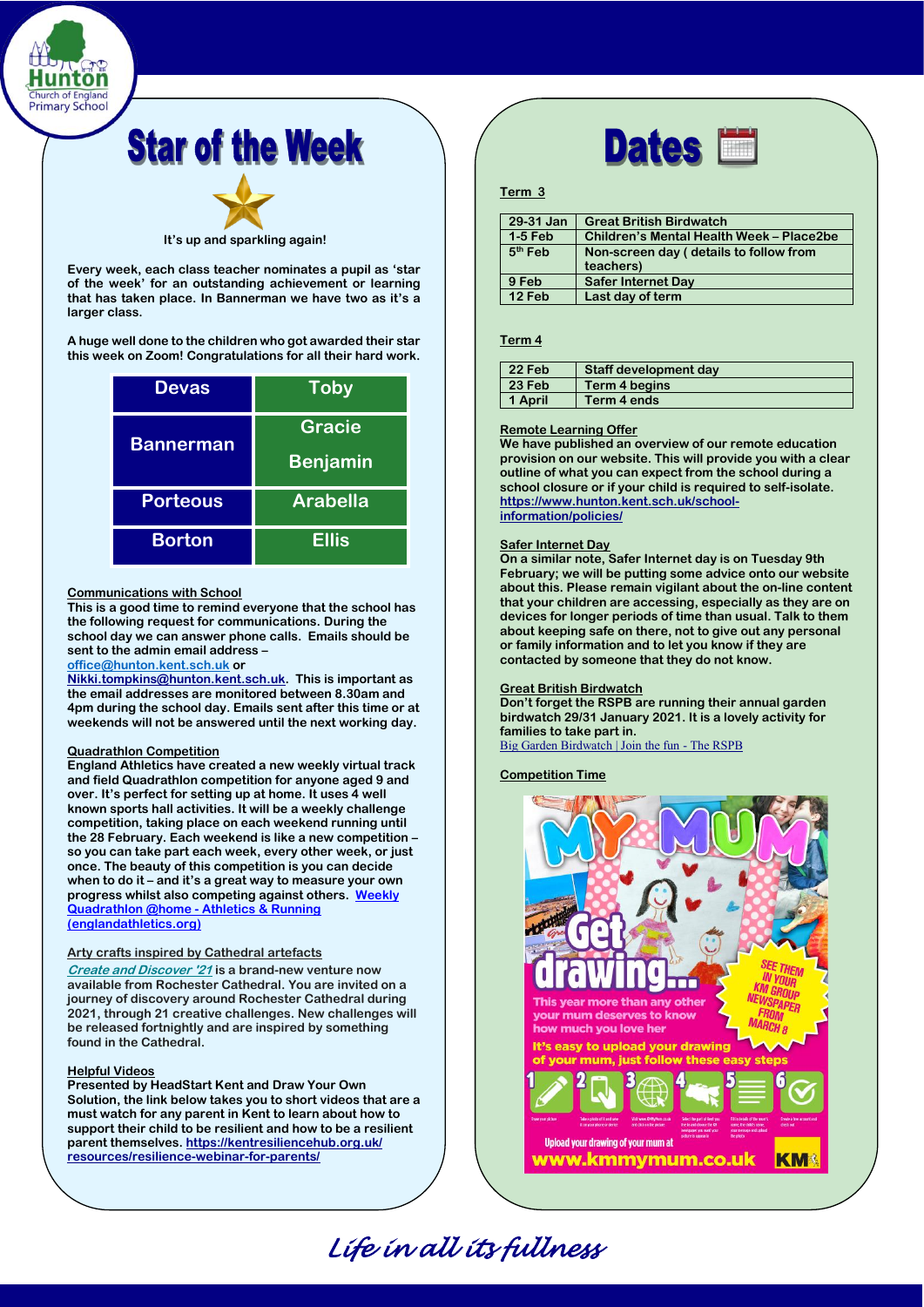# Star of the Week

It's up and sparkling again!

Every week, each class teacher nominates a pupil as 'star of the week' for an outstanding achievement or learning that has taken place. In Bannerman we have two as it's a larger class.

A huge well done to the children who got awarded their star this week on Zoom! Congratulations for all their hard work.

| | |
|---|---|
| Devas | Toby |
| Bannerman | Gracie<br>Benjamin |
| Porteous | Arabella |
| Borton | Ellis |

**Communications with School**

This is a good time to remind everyone that the school has the following request for communications. During the school day we can answer phone calls. Emails should be sent to the admin email address – office@hunton.kent.sch.uk or Nikki.tompkins@hunton.kent.sch.uk. This is important as the email addresses are monitored between 8.30am and 4pm during the school day. Emails sent after this time or at weekends will not be answered until the next working day.

**Quadrathlon Competition**

England Athletics have created a new weekly virtual track and field Quadrathlon competition for anyone aged 9 and over. It's perfect for setting up at home. It uses 4 well known sports hall activities. It will be a weekly challenge competition, taking place on each weekend running until the 28 February. Each weekend is like a new competition – so you can take part each week, every other week, or just once. The beauty of this competition is you can decide when to do it – and it's a great way to measure your own progress whilst also competing against others. Weekly Quadrathlon @home - Athletics & Running (englandathletics.org)

**Arty crafts inspired by Cathedral artefacts**

*Create and Discover '21* is a brand-new venture now available from Rochester Cathedral. You are invited on a journey of discovery around Rochester Cathedral during 2021, through 21 creative challenges. New challenges will be released fortnightly and are inspired by something found in the Cathedral.

**Helpful Videos**

Presented by HeadStart Kent and Draw Your Own Solution, the link below takes you to short videos that are a must watch for any parent in Kent to learn about how to support their child to be resilient and how to be a resilient parent themselves. https://kentresiliencehub.org.uk/resources/resilience-webinar-for-parents/

# Dates

**Term 3**

| | |
|---|---|
| 29-31 Jan | Great British Birdwatch |
| 1-5 Feb | Children's Mental Health Week – Place2be |
| 5th Feb | Non-screen day ( details to follow from teachers) |
| 9 Feb | Safer Internet Day |
| 12 Feb | Last day of term |

**Term 4**

| | |
|---|---|
| 22 Feb | Staff development day |
| 23 Feb | Term 4 begins |
| 1 April | Term 4 ends |

**Remote Learning Offer**

We have published an overview of our remote education provision on our website. This will provide you with a clear outline of what you can expect from the school during a school closure or if your child is required to self-isolate. https://www.hunton.kent.sch.uk/school-information/policies/

**Safer Internet Day**

On a similar note, Safer Internet day is on Tuesday 9th February; we will be putting some advice onto our website about this. Please remain vigilant about the on-line content that your children are accessing, especially as they are on devices for longer periods of time than usual. Talk to them about keeping safe on there, not to give out any personal or family information and to let you know if they are contacted by someone that they do not know.

**Great British Birdwatch**

Don't forget the RSPB are running their annual garden birdwatch 29/31 January 2021. It is a lovely activity for families to take part in.
Big Garden Birdwatch | Join the fun - The RSPB

**Competition Time**

MY MUM

Get drawing...

This year more than any other your mum deserves to know how much you love her

SEE THEM IN YOUR KM GROUP NEWSPAPER FROM MARCH 8

It's easy to upload your drawing of your mum, just follow these easy steps

Upload your drawing of your mum at www.kmmymum.co.uk

*Life in all its fullness*